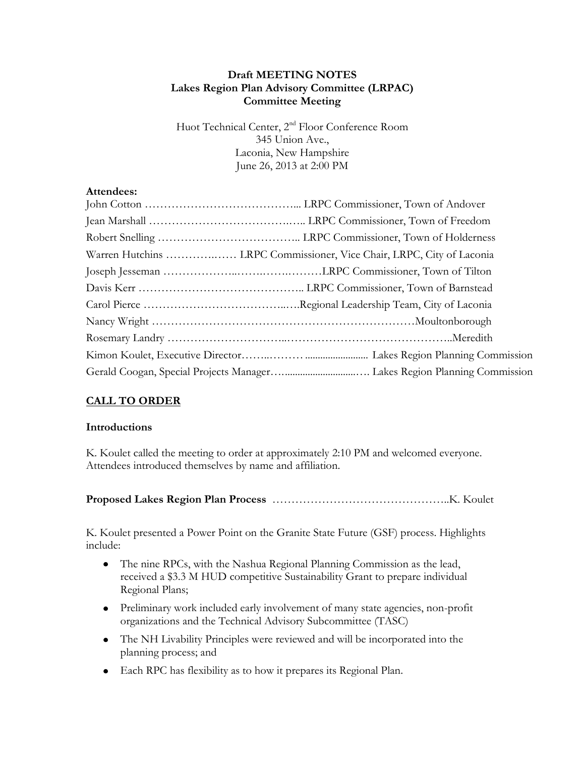# Draft MEETING NOTES
# Lakes Region Plan Advisory Committee (LRPAC)
# Committee Meeting

Huot Technical Center, 2nd Floor Conference Room
345 Union Ave.,
Laconia, New Hampshire
June 26, 2013 at 2:00 PM

**Attendees:**

John Cotton ………………………………….. LRPC Commissioner, Town of Andover
Jean Marshall ……………………………….….. LRPC Commissioner, Town of Freedom
Robert Snelling ……………………………….. LRPC Commissioner, Town of Holderness
Warren Hutchins ………….…… LRPC Commissioner, Vice Chair, LRPC, City of Laconia
Joseph Jesseman ………………..…….…….………LRPC Commissioner, Town of Tilton
Davis Kerr …………………………………….. LRPC Commissioner, Town of Barnstead
Carol Pierce ………………………………..….Regional Leadership Team, City of Laconia
Nancy Wright ……………………………………………………………Moultonborough
Rosemary Landry ………………………...……………………………………..Meredith
Kimon Koulet, Executive Director……..……… ......................... Lakes Region Planning Commission
Gerald Coogan, Special Projects Manager…..............................…. Lakes Region Planning Commission

## CALL TO ORDER

### Introductions

K. Koulet called the meeting to order at approximately 2:10 PM and welcomed everyone. Attendees introduced themselves by name and affiliation.

**Proposed Lakes Region Plan Process** ………………………………………..K. Koulet

K. Koulet presented a Power Point on the Granite State Future (GSF) process. Highlights include:

- The nine RPCs, with the Nashua Regional Planning Commission as the lead, received a $3.3 M HUD competitive Sustainability Grant to prepare individual Regional Plans;
- Preliminary work included early involvement of many state agencies, non-profit organizations and the Technical Advisory Subcommittee (TASC)
- The NH Livability Principles were reviewed and will be incorporated into the planning process; and
- Each RPC has flexibility as to how it prepares its Regional Plan.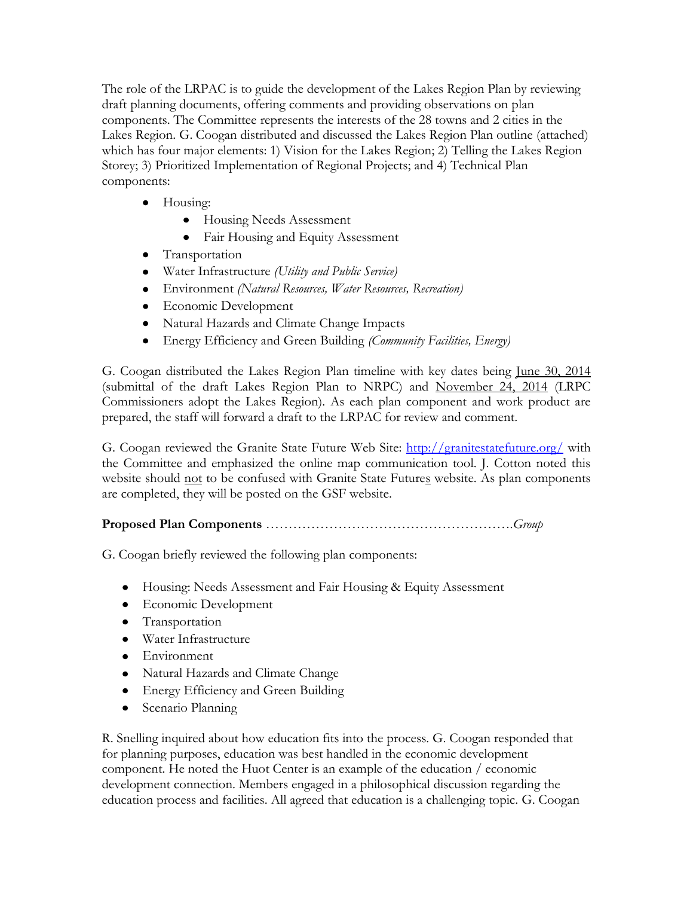The role of the LRPAC is to guide the development of the Lakes Region Plan by reviewing draft planning documents, offering comments and providing observations on plan components. The Committee represents the interests of the 28 towns and 2 cities in the Lakes Region. G. Coogan distributed and discussed the Lakes Region Plan outline (attached) which has four major elements: 1) Vision for the Lakes Region; 2) Telling the Lakes Region Storey; 3) Prioritized Implementation of Regional Projects; and 4) Technical Plan components:

- Housing:
  - Housing Needs Assessment
  - Fair Housing and Equity Assessment
- Transportation
- Water Infrastructure *(Utility and Public Service)*
- Environment *(Natural Resources, Water Resources, Recreation)*
- Economic Development
- Natural Hazards and Climate Change Impacts
- Energy Efficiency and Green Building *(Community Facilities, Energy)*

G. Coogan distributed the Lakes Region Plan timeline with key dates being <u>June 30, 2014</u> (submittal of the draft Lakes Region Plan to NRPC) and <u>November 24, 2014</u> (LRPC Commissioners adopt the Lakes Region). As each plan component and work product are prepared, the staff will forward a draft to the LRPAC for review and comment.

G. Coogan reviewed the Granite State Future Web Site: [http://granitestatefuture.org/](http://granitestatefuture.org/) with the Committee and emphasized the online map communication tool. J. Cotton noted this website should <u>not</u> to be confused with Granite State Future<u>s</u> website. As plan components are completed, they will be posted on the GSF website.

**Proposed Plan Components** ……………………………………………….*Group*

G. Coogan briefly reviewed the following plan components:

- Housing: Needs Assessment and Fair Housing & Equity Assessment
- Economic Development
- Transportation
- Water Infrastructure
- Environment
- Natural Hazards and Climate Change
- Energy Efficiency and Green Building
- Scenario Planning

R. Snelling inquired about how education fits into the process. G. Coogan responded that for planning purposes, education was best handled in the economic development component. He noted the Huot Center is an example of the education / economic development connection. Members engaged in a philosophical discussion regarding the education process and facilities. All agreed that education is a challenging topic. G. Coogan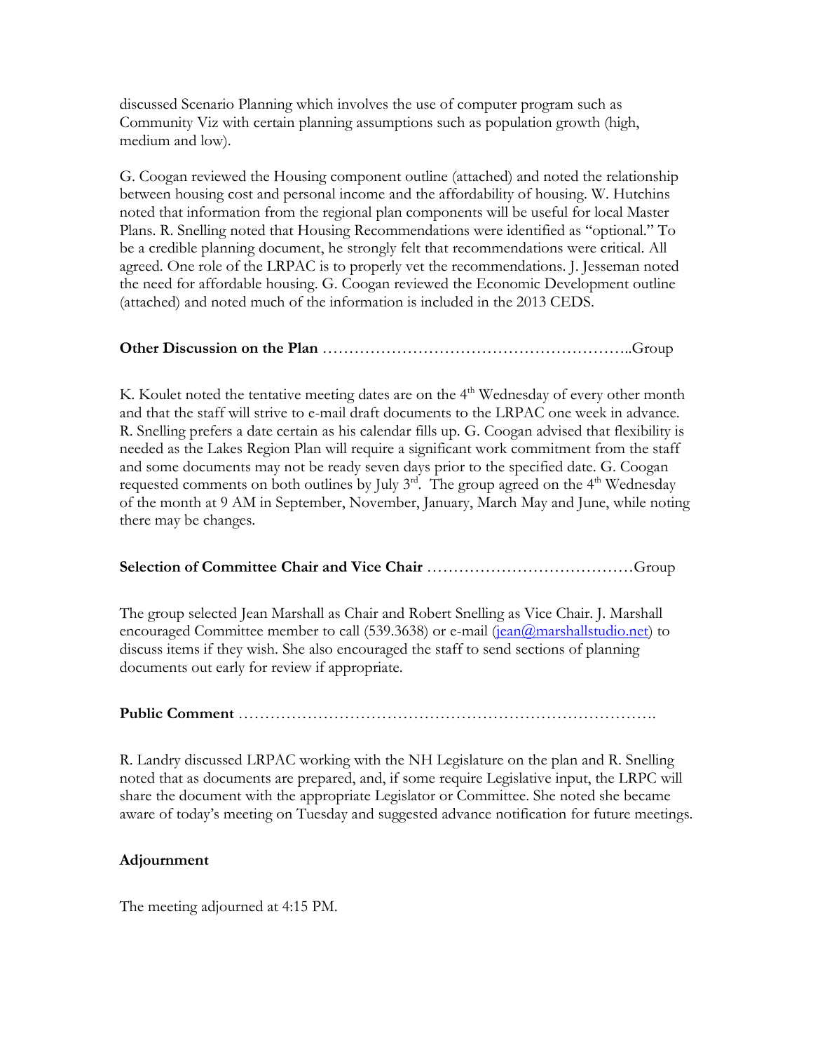discussed Scenario Planning which involves the use of computer program such as Community Viz with certain planning assumptions such as population growth (high, medium and low).

G. Coogan reviewed the Housing component outline (attached) and noted the relationship between housing cost and personal income and the affordability of housing. W. Hutchins noted that information from the regional plan components will be useful for local Master Plans. R. Snelling noted that Housing Recommendations were identified as "optional." To be a credible planning document, he strongly felt that recommendations were critical. All agreed. One role of the LRPAC is to properly vet the recommendations. J. Jesseman noted the need for affordable housing. G. Coogan reviewed the Economic Development outline (attached) and noted much of the information is included in the 2013 CEDS.

**Other Discussion on the Plan** …………………………………………………..Group

K. Koulet noted the tentative meeting dates are on the 4th Wednesday of every other month and that the staff will strive to e-mail draft documents to the LRPAC one week in advance. R. Snelling prefers a date certain as his calendar fills up. G. Coogan advised that flexibility is needed as the Lakes Region Plan will require a significant work commitment from the staff and some documents may not be ready seven days prior to the specified date. G. Coogan requested comments on both outlines by July 3rd. The group agreed on the 4th Wednesday of the month at 9 AM in September, November, January, March May and June, while noting there may be changes.

**Selection of Committee Chair and Vice Chair** …………………………………Group

The group selected Jean Marshall as Chair and Robert Snelling as Vice Chair. J. Marshall encouraged Committee member to call (539.3638) or e-mail (jean@marshallstudio.net) to discuss items if they wish. She also encouraged the staff to send sections of planning documents out early for review if appropriate.

**Public Comment** ……………………………………………………………………….

R. Landry discussed LRPAC working with the NH Legislature on the plan and R. Snelling noted that as documents are prepared, and, if some require Legislative input, the LRPC will share the document with the appropriate Legislator or Committee. She noted she became aware of today's meeting on Tuesday and suggested advance notification for future meetings.

**Adjournment**

The meeting adjourned at 4:15 PM.